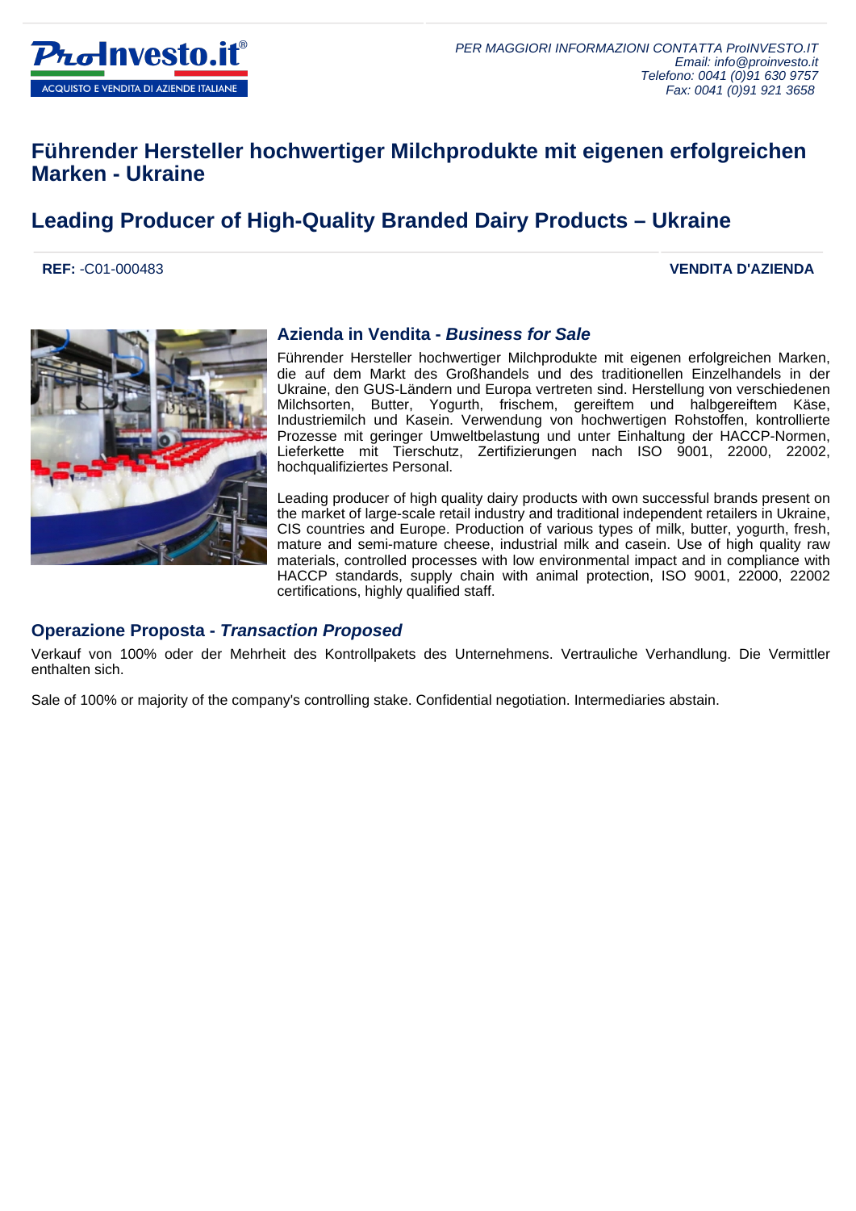PER MAGGIORI INFORMAZIONI CONTATTA ProINVESTO.IT
Email: info@proinvesto.it
Telefono: 0041 (0)91 630 9757
Fax: 0041 (0)91 921 3658

# Führender Hersteller hochwertiger Milchprodukte mit eigenen erfolgreichen Marken - Ukraine

# Leading Producer of High-Quality Branded Dairy Products – Ukraine

**REF:** -C01-000483

**VENDITA D'AZIENDA**

## Azienda in Vendita - *Business for Sale*

Führender Hersteller hochwertiger Milchprodukte mit eigenen erfolgreichen Marken, die auf dem Markt des Großhandels und des traditionellen Einzelhandels in der Ukraine, den GUS-Ländern und Europa vertreten sind. Herstellung von verschiedenen Milchsorten, Butter, Yogurth, frischem, gereiftem und halbgereiftem Käse, Industriemilch und Kasein. Verwendung von hochwertigen Rohstoffen, kontrollierte Prozesse mit geringer Umweltbelastung und unter Einhaltung der HACCP-Normen, Lieferkette mit Tierschutz, Zertifizierungen nach ISO 9001, 22000, 22002, hochqualifiziertes Personal.

Leading producer of high quality dairy products with own successful brands present on the market of large-scale retail industry and traditional independent retailers in Ukraine, CIS countries and Europe. Production of various types of milk, butter, yogurth, fresh, mature and semi-mature cheese, industrial milk and casein. Use of high quality raw materials, controlled processes with low environmental impact and in compliance with HACCP standards, supply chain with animal protection, ISO 9001, 22000, 22002 certifications, highly qualified staff.

## Operazione Proposta - *Transaction Proposed*

Verkauf von 100% oder der Mehrheit des Kontrollpakets des Unternehmens. Vertrauliche Verhandlung. Die Vermittler enthalten sich.

Sale of 100% or majority of the company's controlling stake. Confidential negotiation. Intermediaries abstain.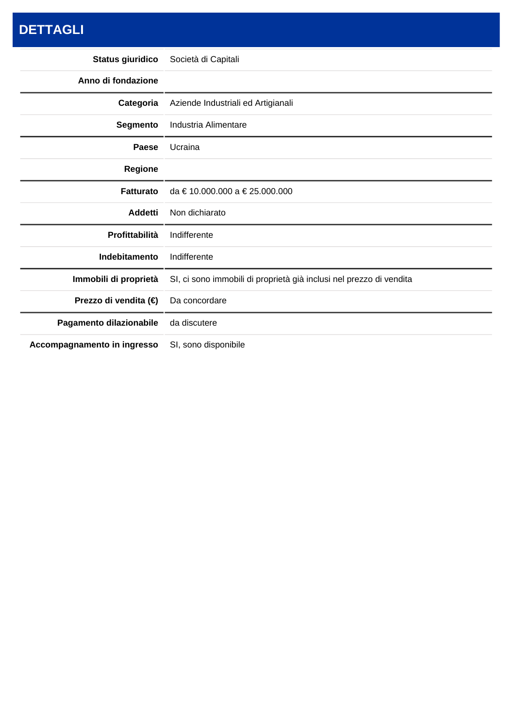## DETTAGLI

| | |
|---|---|
| **Status giuridico** | Società di Capitali |
| **Anno di fondazione** | |
| **Categoria** | Aziende Industriali ed Artigianali |
| **Segmento** | Industria Alimentare |
| **Paese** | Ucraina |
| **Regione** | |
| **Fatturato** | da € 10.000.000 a € 25.000.000 |
| **Addetti** | Non dichiarato |
| **Profittabilità** | Indifferente |
| **Indebitamento** | Indifferente |
| **Immobili di proprietà** | SI, ci sono immobili di proprietà già inclusi nel prezzo di vendita |
| **Prezzo di vendita (€)** | Da concordare |
| **Pagamento dilazionabile** | da discutere |
| **Accompagnamento in ingresso** | SI, sono disponibile |